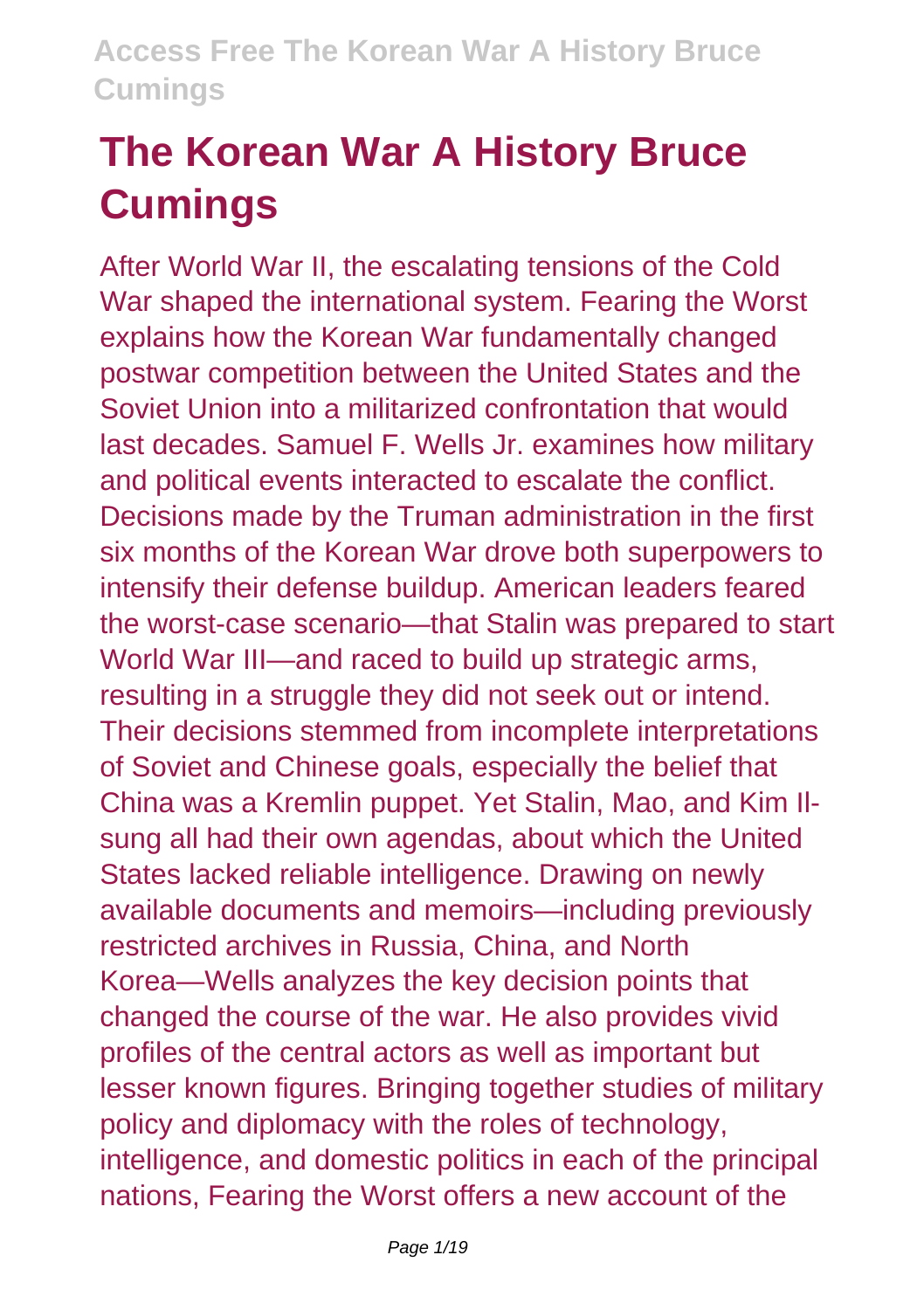# The Korean War A History Bruce Cumings

After World War II, the escalating tensions of the Cold War shaped the international system. Fearing the Worst explains how the Korean War fundamentally changed postwar competition between the United States and the Soviet Union into a militarized confrontation that would last decades. Samuel F. Wells Jr. examines how military and political events interacted to escalate the conflict. Decisions made by the Truman administration in the first six months of the Korean War drove both superpowers to intensify their defense buildup. American leaders feared the worst-case scenario—that Stalin was prepared to start World War III—and raced to build up strategic arms, resulting in a struggle they did not seek out or intend. Their decisions stemmed from incomplete interpretations of Soviet and Chinese goals, especially the belief that China was a Kremlin puppet. Yet Stalin, Mao, and Kim Il-sung all had their own agendas, about which the United States lacked reliable intelligence. Drawing on newly available documents and memoirs—including previously restricted archives in Russia, China, and North Korea—Wells analyzes the key decision points that changed the course of the war. He also provides vivid profiles of the central actors as well as important but lesser known figures. Bringing together studies of military policy and diplomacy with the roles of technology, intelligence, and domestic politics in each of the principal nations, Fearing the Worst offers a new account of the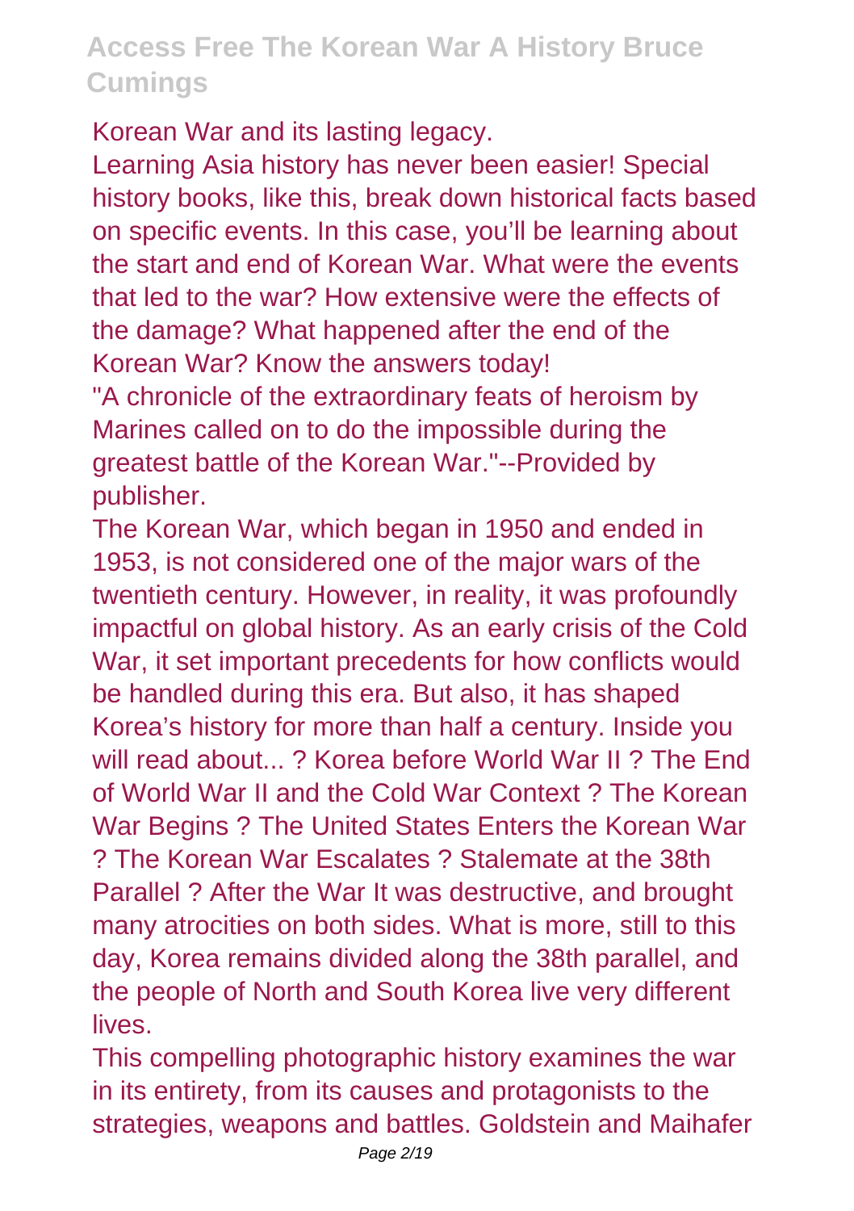Korean War and its lasting legacy.

Learning Asia history has never been easier! Special history books, like this, break down historical facts based on specific events. In this case, you'll be learning about the start and end of Korean War. What were the events that led to the war? How extensive were the effects of the damage? What happened after the end of the Korean War? Know the answers today!

"A chronicle of the extraordinary feats of heroism by Marines called on to do the impossible during the greatest battle of the Korean War."--Provided by publisher.

The Korean War, which began in 1950 and ended in 1953, is not considered one of the major wars of the twentieth century. However, in reality, it was profoundly impactful on global history. As an early crisis of the Cold War, it set important precedents for how conflicts would be handled during this era. But also, it has shaped Korea's history for more than half a century. Inside you will read about... ? Korea before World War II ? The End of World War II and the Cold War Context ? The Korean War Begins ? The United States Enters the Korean War ? The Korean War Escalates ? Stalemate at the 38th Parallel ? After the War It was destructive, and brought many atrocities on both sides. What is more, still to this day, Korea remains divided along the 38th parallel, and the people of North and South Korea live very different lives.

This compelling photographic history examines the war in its entirety, from its causes and protagonists to the strategies, weapons and battles. Goldstein and Maihafer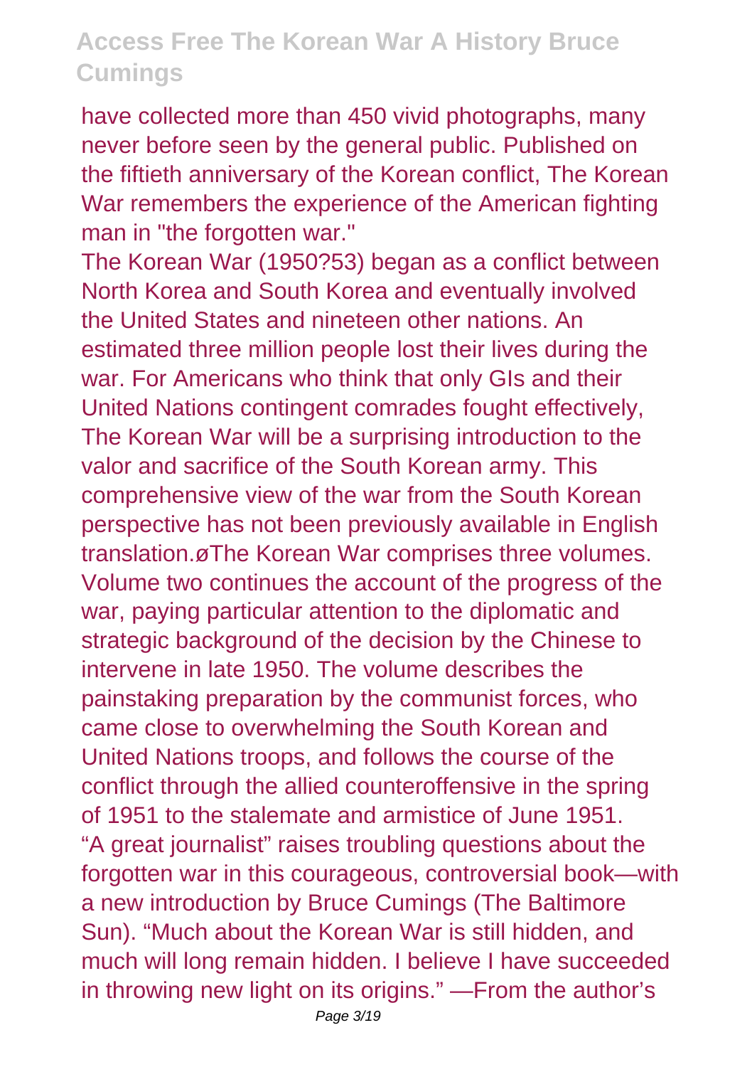have collected more than 450 vivid photographs, many never before seen by the general public. Published on the fiftieth anniversary of the Korean conflict, The Korean War remembers the experience of the American fighting man in "the forgotten war."

The Korean War (1950?53) began as a conflict between North Korea and South Korea and eventually involved the United States and nineteen other nations. An estimated three million people lost their lives during the war. For Americans who think that only GIs and their United Nations contingent comrades fought effectively, The Korean War will be a surprising introduction to the valor and sacrifice of the South Korean army. This comprehensive view of the war from the South Korean perspective has not been previously available in English translation.øThe Korean War comprises three volumes. Volume two continues the account of the progress of the war, paying particular attention to the diplomatic and strategic background of the decision by the Chinese to intervene in late 1950. The volume describes the painstaking preparation by the communist forces, who came close to overwhelming the South Korean and United Nations troops, and follows the course of the conflict through the allied counteroffensive in the spring of 1951 to the stalemate and armistice of June 1951.

“A great journalist” raises troubling questions about the forgotten war in this courageous, controversial book—with a new introduction by Bruce Cumings (The Baltimore Sun). “Much about the Korean War is still hidden, and much will long remain hidden. I believe I have succeeded in throwing new light on its origins.” —From the author’s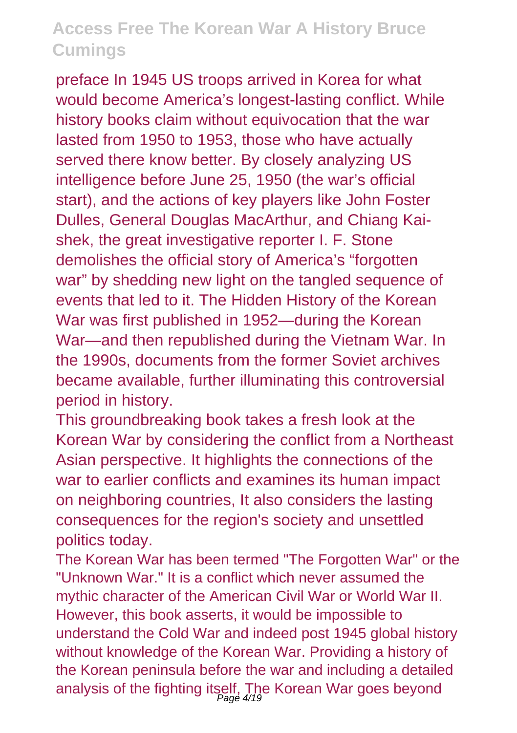preface In 1945 US troops arrived in Korea for what would become America's longest-lasting conflict. While history books claim without equivocation that the war lasted from 1950 to 1953, those who have actually served there know better. By closely analyzing US intelligence before June 25, 1950 (the war's official start), and the actions of key players like John Foster Dulles, General Douglas MacArthur, and Chiang Kai-shek, the great investigative reporter I. F. Stone demolishes the official story of America's "forgotten war" by shedding new light on the tangled sequence of events that led to it. The Hidden History of the Korean War was first published in 1952—during the Korean War—and then republished during the Vietnam War. In the 1990s, documents from the former Soviet archives became available, further illuminating this controversial period in history.

This groundbreaking book takes a fresh look at the Korean War by considering the conflict from a Northeast Asian perspective. It highlights the connections of the war to earlier conflicts and examines its human impact on neighboring countries, It also considers the lasting consequences for the region's society and unsettled politics today.

The Korean War has been termed "The Forgotten War" or the "Unknown War." It is a conflict which never assumed the mythic character of the American Civil War or World War II. However, this book asserts, it would be impossible to understand the Cold War and indeed post 1945 global history without knowledge of the Korean War. Providing a history of the Korean peninsula before the war and including a detailed analysis of the fighting itself, The Korean War goes beyond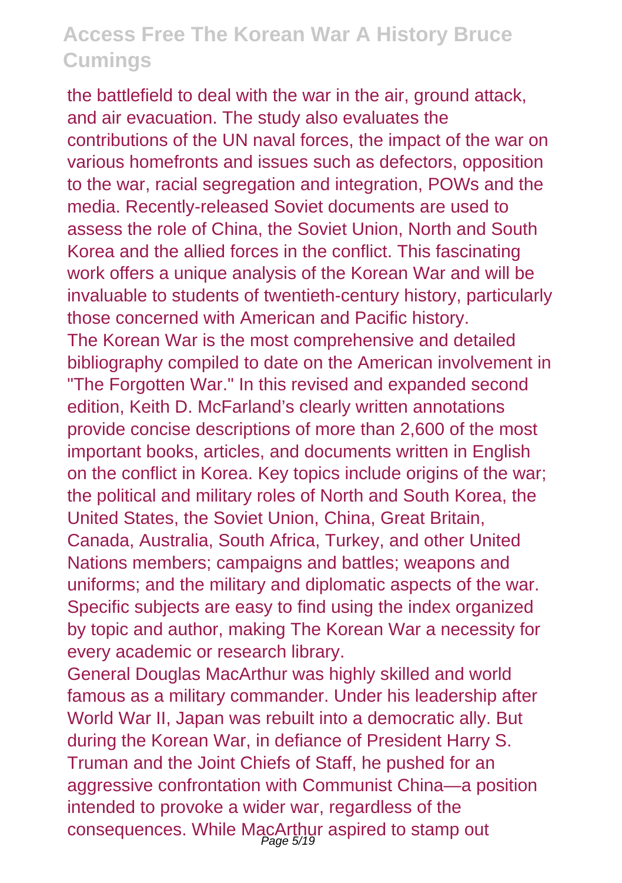the battlefield to deal with the war in the air, ground attack, and air evacuation. The study also evaluates the contributions of the UN naval forces, the impact of the war on various homefronts and issues such as defectors, opposition to the war, racial segregation and integration, POWs and the media. Recently-released Soviet documents are used to assess the role of China, the Soviet Union, North and South Korea and the allied forces in the conflict. This fascinating work offers a unique analysis of the Korean War and will be invaluable to students of twentieth-century history, particularly those concerned with American and Pacific history.

The Korean War is the most comprehensive and detailed bibliography compiled to date on the American involvement in "The Forgotten War." In this revised and expanded second edition, Keith D. McFarland's clearly written annotations provide concise descriptions of more than 2,600 of the most important books, articles, and documents written in English on the conflict in Korea. Key topics include origins of the war; the political and military roles of North and South Korea, the United States, the Soviet Union, China, Great Britain, Canada, Australia, South Africa, Turkey, and other United Nations members; campaigns and battles; weapons and uniforms; and the military and diplomatic aspects of the war. Specific subjects are easy to find using the index organized by topic and author, making The Korean War a necessity for every academic or research library.

General Douglas MacArthur was highly skilled and world famous as a military commander. Under his leadership after World War II, Japan was rebuilt into a democratic ally. But during the Korean War, in defiance of President Harry S. Truman and the Joint Chiefs of Staff, he pushed for an aggressive confrontation with Communist China—a position intended to provoke a wider war, regardless of the consequences. While MacArthur aspired to stamp out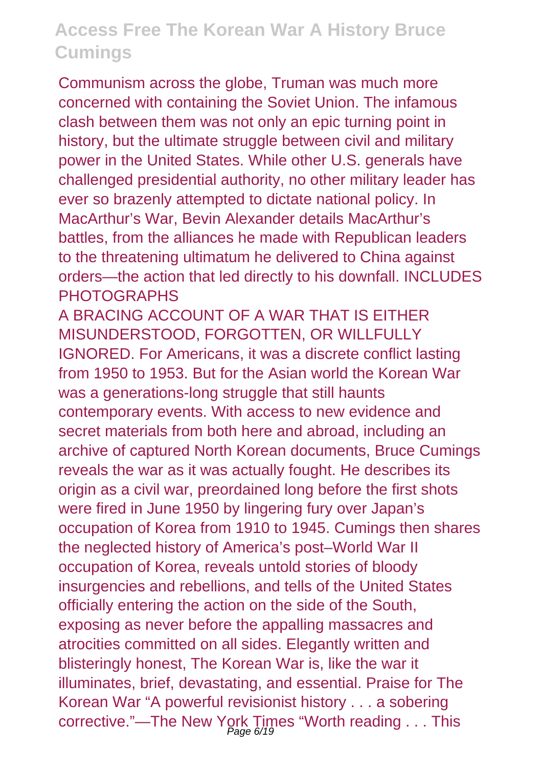Communism across the globe, Truman was much more concerned with containing the Soviet Union. The infamous clash between them was not only an epic turning point in history, but the ultimate struggle between civil and military power in the United States. While other U.S. generals have challenged presidential authority, no other military leader has ever so brazenly attempted to dictate national policy. In MacArthur's War, Bevin Alexander details MacArthur's battles, from the alliances he made with Republican leaders to the threatening ultimatum he delivered to China against orders—the action that led directly to his downfall. INCLUDES PHOTOGRAPHS

A BRACING ACCOUNT OF A WAR THAT IS EITHER MISUNDERSTOOD, FORGOTTEN, OR WILLFULLY IGNORED. For Americans, it was a discrete conflict lasting from 1950 to 1953. But for the Asian world the Korean War was a generations-long struggle that still haunts contemporary events. With access to new evidence and secret materials from both here and abroad, including an archive of captured North Korean documents, Bruce Cumings reveals the war as it was actually fought. He describes its origin as a civil war, preordained long before the first shots were fired in June 1950 by lingering fury over Japan's occupation of Korea from 1910 to 1945. Cumings then shares the neglected history of America's post–World War II occupation of Korea, reveals untold stories of bloody insurgencies and rebellions, and tells of the United States officially entering the action on the side of the South, exposing as never before the appalling massacres and atrocities committed on all sides. Elegantly written and blisteringly honest, The Korean War is, like the war it illuminates, brief, devastating, and essential. Praise for The Korean War "A powerful revisionist history . . . a sobering corrective."—The New York Times "Worth reading . . . This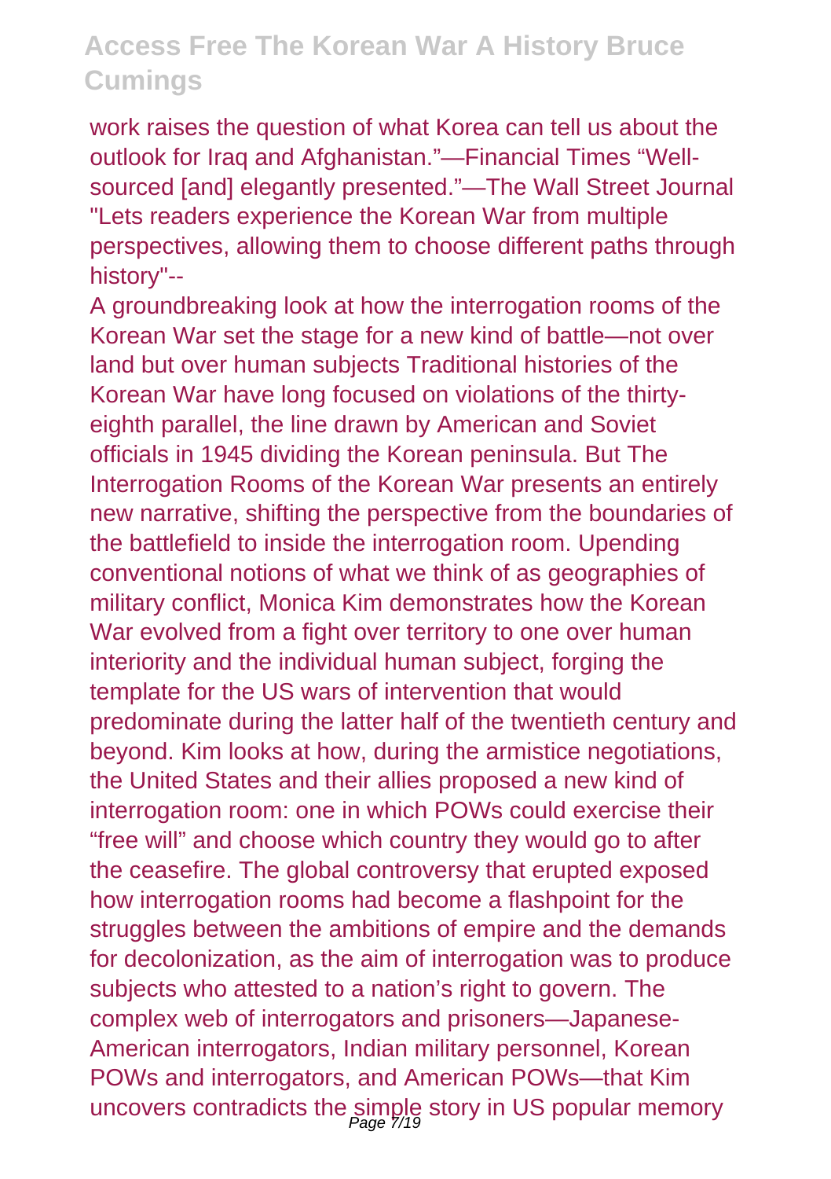work raises the question of what Korea can tell us about the outlook for Iraq and Afghanistan."—Financial Times "Well-sourced [and] elegantly presented."—The Wall Street Journal "Lets readers experience the Korean War from multiple perspectives, allowing them to choose different paths through history"--

A groundbreaking look at how the interrogation rooms of the Korean War set the stage for a new kind of battle—not over land but over human subjects Traditional histories of the Korean War have long focused on violations of the thirty-eighth parallel, the line drawn by American and Soviet officials in 1945 dividing the Korean peninsula. But The Interrogation Rooms of the Korean War presents an entirely new narrative, shifting the perspective from the boundaries of the battlefield to inside the interrogation room. Upending conventional notions of what we think of as geographies of military conflict, Monica Kim demonstrates how the Korean War evolved from a fight over territory to one over human interiority and the individual human subject, forging the template for the US wars of intervention that would predominate during the latter half of the twentieth century and beyond. Kim looks at how, during the armistice negotiations, the United States and their allies proposed a new kind of interrogation room: one in which POWs could exercise their "free will" and choose which country they would go to after the ceasefire. The global controversy that erupted exposed how interrogation rooms had become a flashpoint for the struggles between the ambitions of empire and the demands for decolonization, as the aim of interrogation was to produce subjects who attested to a nation's right to govern. The complex web of interrogators and prisoners—Japanese-American interrogators, Indian military personnel, Korean POWs and interrogators, and American POWs—that Kim uncovers contradicts the simple story in US popular memory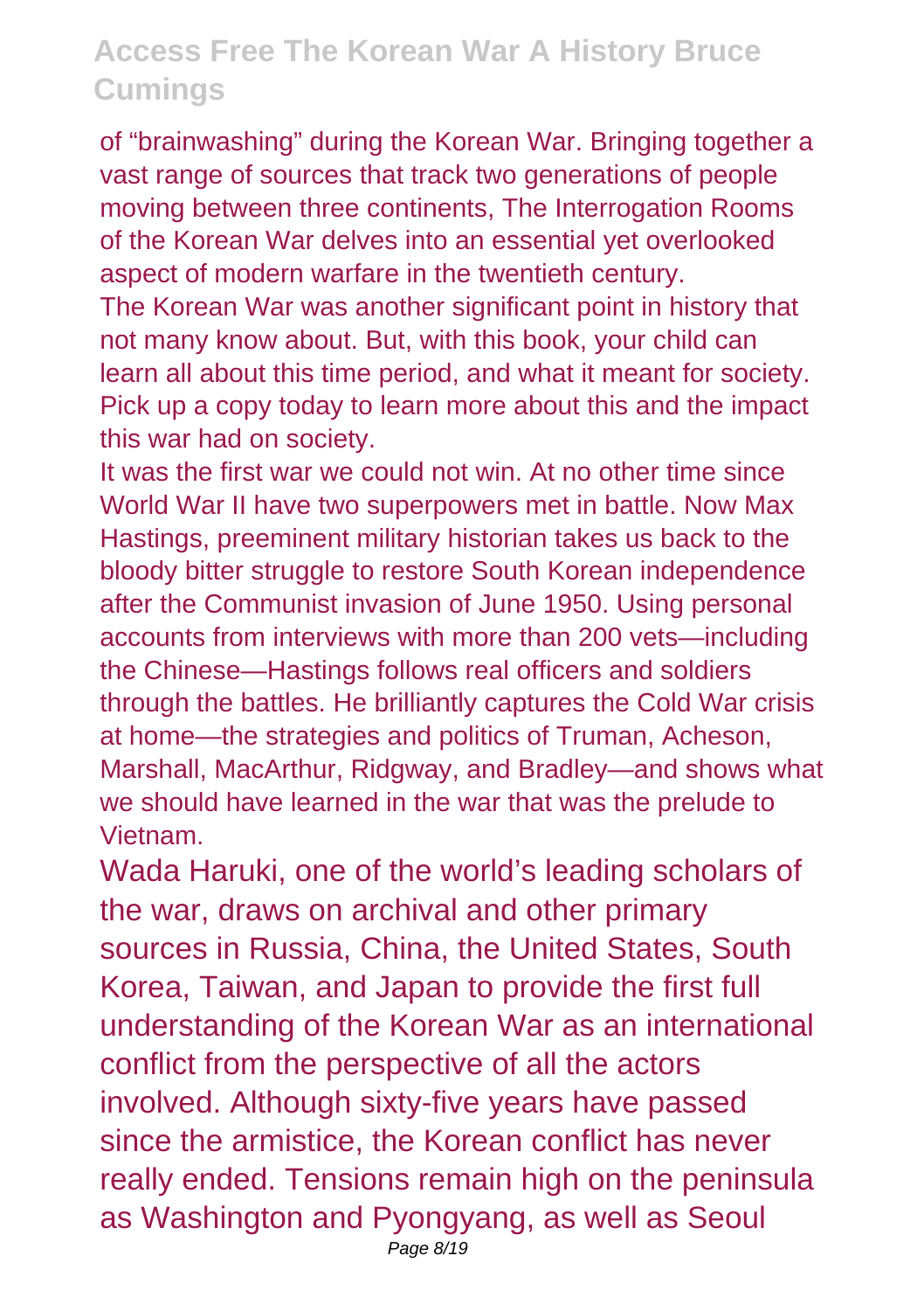of “brainwashing” during the Korean War. Bringing together a vast range of sources that track two generations of people moving between three continents, The Interrogation Rooms of the Korean War delves into an essential yet overlooked aspect of modern warfare in the twentieth century.

The Korean War was another significant point in history that not many know about. But, with this book, your child can learn all about this time period, and what it meant for society. Pick up a copy today to learn more about this and the impact this war had on society.

It was the first war we could not win. At no other time since World War II have two superpowers met in battle. Now Max Hastings, preeminent military historian takes us back to the bloody bitter struggle to restore South Korean independence after the Communist invasion of June 1950. Using personal accounts from interviews with more than 200 vets—including the Chinese—Hastings follows real officers and soldiers through the battles. He brilliantly captures the Cold War crisis at home—the strategies and politics of Truman, Acheson, Marshall, MacArthur, Ridgway, and Bradley—and shows what we should have learned in the war that was the prelude to Vietnam.

Wada Haruki, one of the world’s leading scholars of the war, draws on archival and other primary sources in Russia, China, the United States, South Korea, Taiwan, and Japan to provide the first full understanding of the Korean War as an international conflict from the perspective of all the actors involved. Although sixty-five years have passed since the armistice, the Korean conflict has never really ended. Tensions remain high on the peninsula as Washington and Pyongyang, as well as Seoul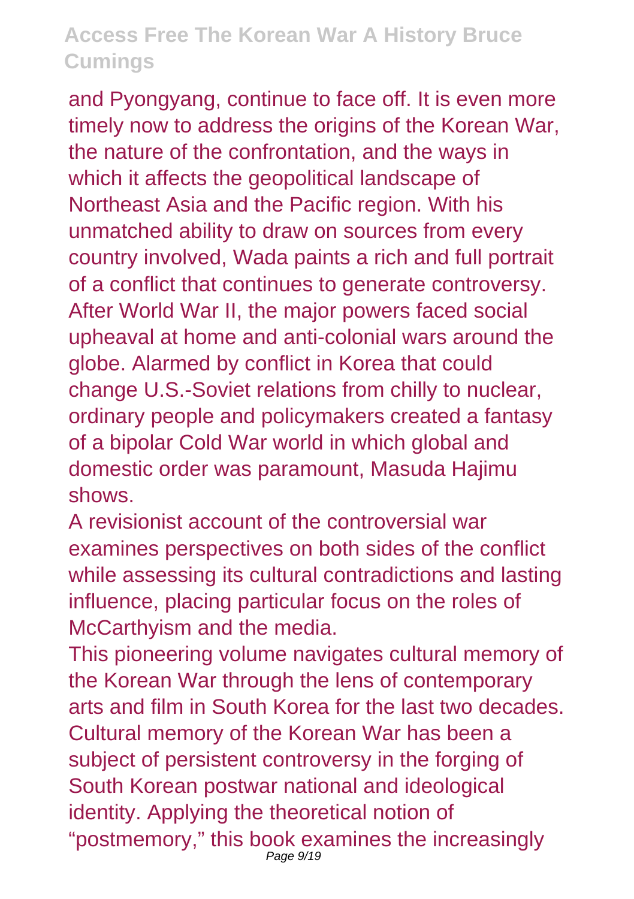and Pyongyang, continue to face off. It is even more timely now to address the origins of the Korean War, the nature of the confrontation, and the ways in which it affects the geopolitical landscape of Northeast Asia and the Pacific region. With his unmatched ability to draw on sources from every country involved, Wada paints a rich and full portrait of a conflict that continues to generate controversy.
After World War II, the major powers faced social upheaval at home and anti-colonial wars around the globe. Alarmed by conflict in Korea that could change U.S.-Soviet relations from chilly to nuclear, ordinary people and policymakers created a fantasy of a bipolar Cold War world in which global and domestic order was paramount, Masuda Hajimu shows.

A revisionist account of the controversial war examines perspectives on both sides of the conflict while assessing its cultural contradictions and lasting influence, placing particular focus on the roles of McCarthyism and the media.

This pioneering volume navigates cultural memory of the Korean War through the lens of contemporary arts and film in South Korea for the last two decades. Cultural memory of the Korean War has been a subject of persistent controversy in the forging of South Korean postwar national and ideological identity. Applying the theoretical notion of "postmemory," this book examines the increasingly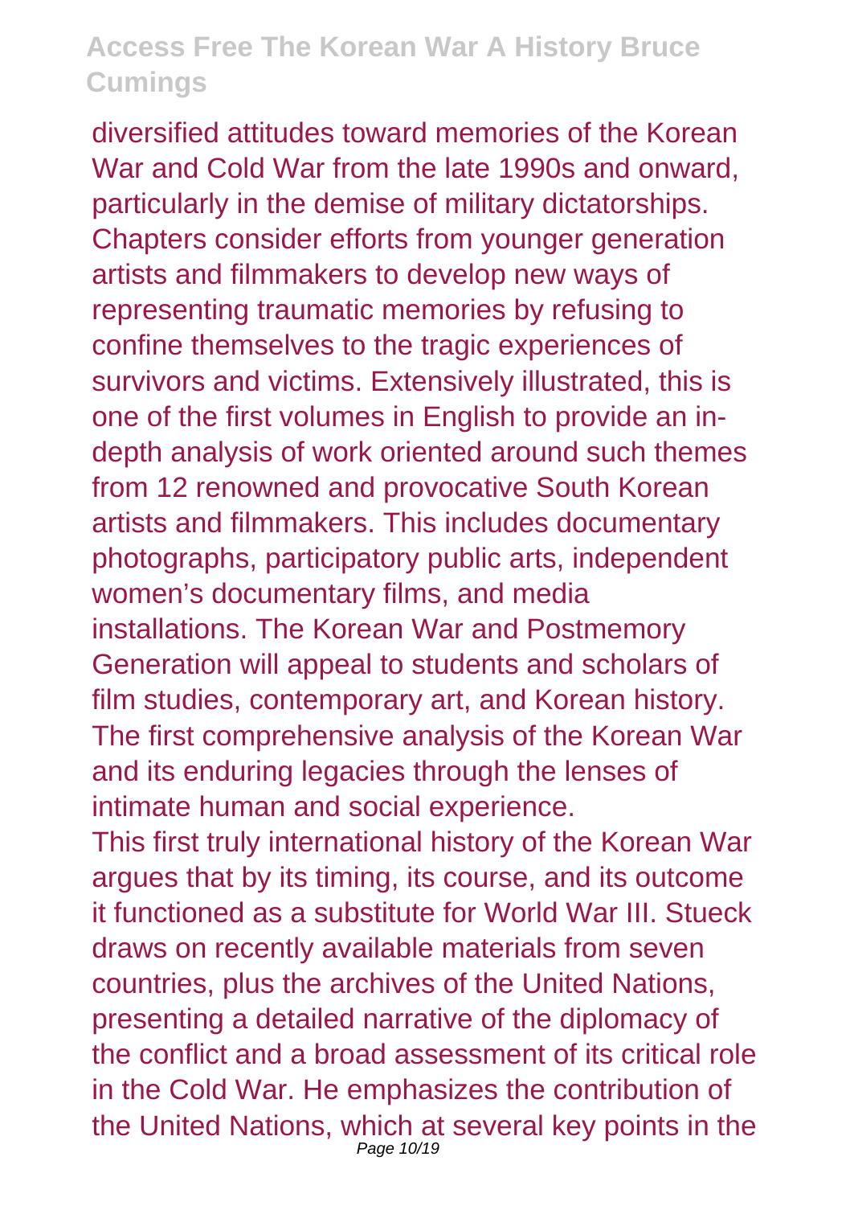diversified attitudes toward memories of the Korean War and Cold War from the late 1990s and onward, particularly in the demise of military dictatorships. Chapters consider efforts from younger generation artists and filmmakers to develop new ways of representing traumatic memories by refusing to confine themselves to the tragic experiences of survivors and victims. Extensively illustrated, this is one of the first volumes in English to provide an in-depth analysis of work oriented around such themes from 12 renowned and provocative South Korean artists and filmmakers. This includes documentary photographs, participatory public arts, independent women's documentary films, and media installations. The Korean War and Postmemory Generation will appeal to students and scholars of film studies, contemporary art, and Korean history. The first comprehensive analysis of the Korean War and its enduring legacies through the lenses of intimate human and social experience.

This first truly international history of the Korean War argues that by its timing, its course, and its outcome it functioned as a substitute for World War III. Stueck draws on recently available materials from seven countries, plus the archives of the United Nations, presenting a detailed narrative of the diplomacy of the conflict and a broad assessment of its critical role in the Cold War. He emphasizes the contribution of the United Nations, which at several key points in the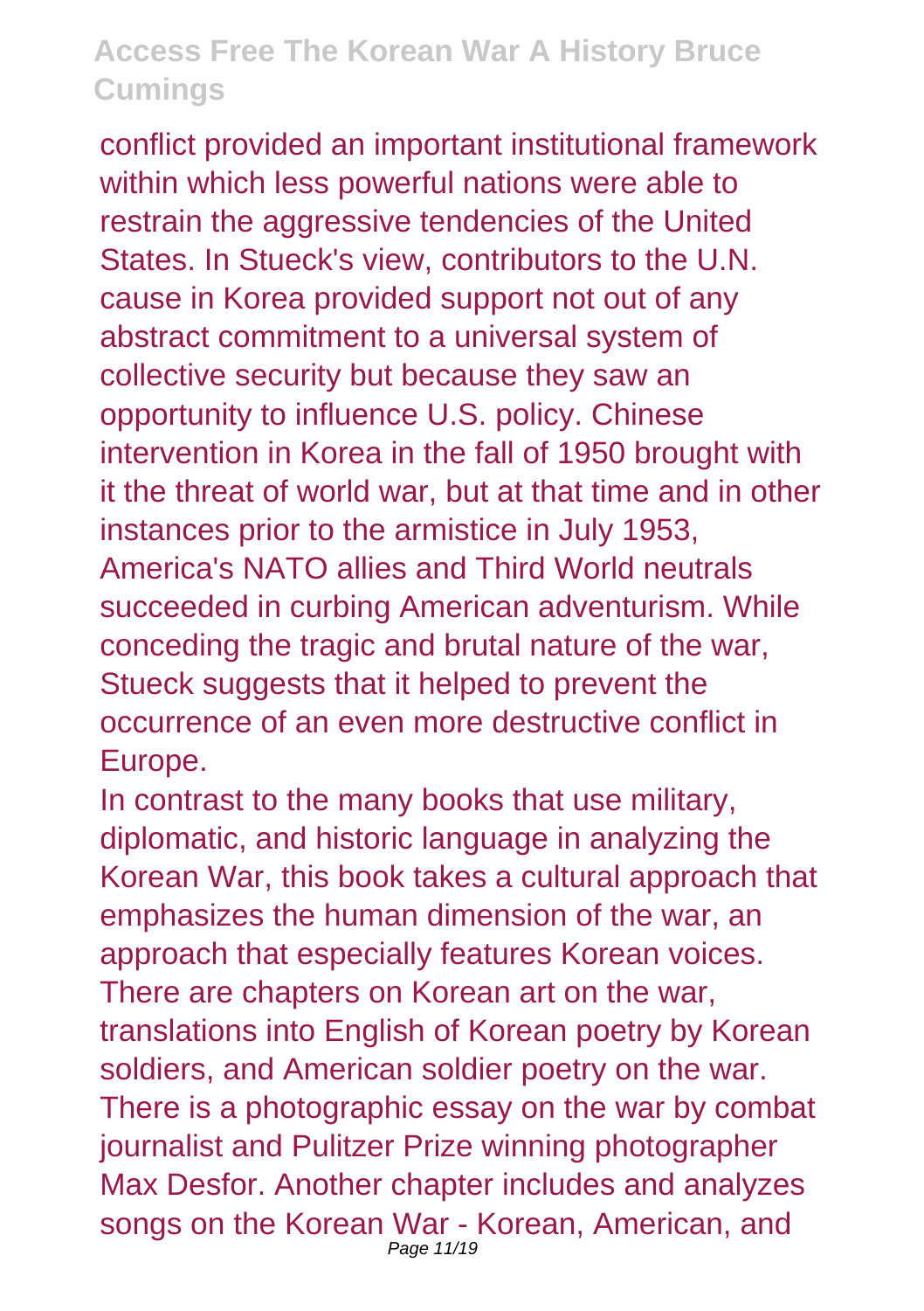conflict provided an important institutional framework within which less powerful nations were able to restrain the aggressive tendencies of the United States. In Stueck's view, contributors to the U.N. cause in Korea provided support not out of any abstract commitment to a universal system of collective security but because they saw an opportunity to influence U.S. policy. Chinese intervention in Korea in the fall of 1950 brought with it the threat of world war, but at that time and in other instances prior to the armistice in July 1953, America's NATO allies and Third World neutrals succeeded in curbing American adventurism. While conceding the tragic and brutal nature of the war, Stueck suggests that it helped to prevent the occurrence of an even more destructive conflict in Europe.

In contrast to the many books that use military, diplomatic, and historic language in analyzing the Korean War, this book takes a cultural approach that emphasizes the human dimension of the war, an approach that especially features Korean voices. There are chapters on Korean art on the war, translations into English of Korean poetry by Korean soldiers, and American soldier poetry on the war. There is a photographic essay on the war by combat journalist and Pulitzer Prize winning photographer Max Desfor. Another chapter includes and analyzes songs on the Korean War - Korean, American, and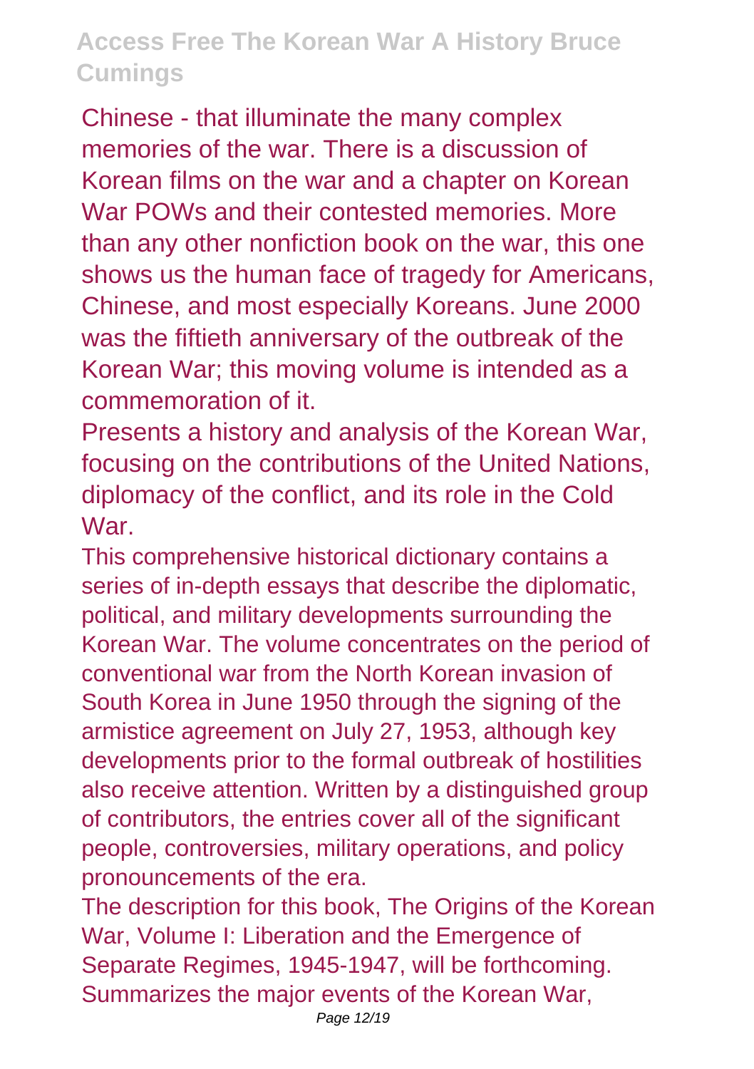Chinese - that illuminate the many complex memories of the war. There is a discussion of Korean films on the war and a chapter on Korean War POWs and their contested memories. More than any other nonfiction book on the war, this one shows us the human face of tragedy for Americans, Chinese, and most especially Koreans. June 2000 was the fiftieth anniversary of the outbreak of the Korean War; this moving volume is intended as a commemoration of it.

Presents a history and analysis of the Korean War, focusing on the contributions of the United Nations, diplomacy of the conflict, and its role in the Cold War.

This comprehensive historical dictionary contains a series of in-depth essays that describe the diplomatic, political, and military developments surrounding the Korean War. The volume concentrates on the period of conventional war from the North Korean invasion of South Korea in June 1950 through the signing of the armistice agreement on July 27, 1953, although key developments prior to the formal outbreak of hostilities also receive attention. Written by a distinguished group of contributors, the entries cover all of the significant people, controversies, military operations, and policy pronouncements of the era.

The description for this book, The Origins of the Korean War, Volume I: Liberation and the Emergence of Separate Regimes, 1945-1947, will be forthcoming.

Summarizes the major events of the Korean War,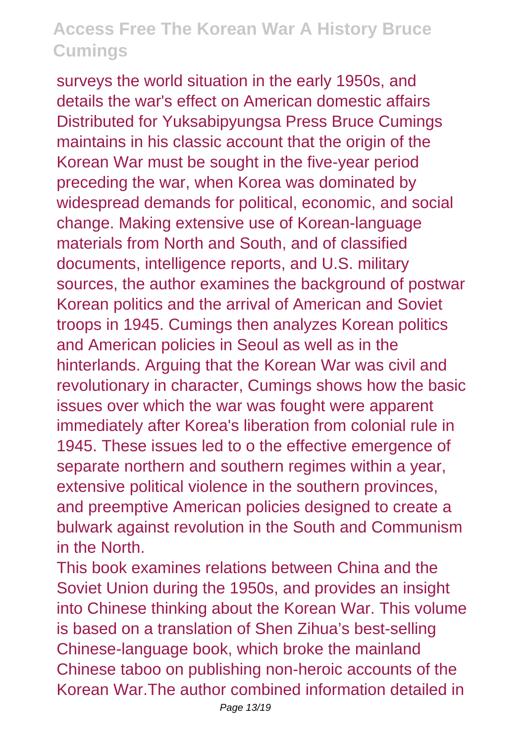surveys the world situation in the early 1950s, and details the war's effect on American domestic affairs Distributed for Yuksabipyungsa Press Bruce Cumings maintains in his classic account that the origin of the Korean War must be sought in the five-year period preceding the war, when Korea was dominated by widespread demands for political, economic, and social change. Making extensive use of Korean-language materials from North and South, and of classified documents, intelligence reports, and U.S. military sources, the author examines the background of postwar Korean politics and the arrival of American and Soviet troops in 1945. Cumings then analyzes Korean politics and American policies in Seoul as well as in the hinterlands. Arguing that the Korean War was civil and revolutionary in character, Cumings shows how the basic issues over which the war was fought were apparent immediately after Korea's liberation from colonial rule in 1945. These issues led to o the effective emergence of separate northern and southern regimes within a year, extensive political violence in the southern provinces, and preemptive American policies designed to create a bulwark against revolution in the South and Communism in the North.

This book examines relations between China and the Soviet Union during the 1950s, and provides an insight into Chinese thinking about the Korean War. This volume is based on a translation of Shen Zihua's best-selling Chinese-language book, which broke the mainland Chinese taboo on publishing non-heroic accounts of the Korean War.The author combined information detailed in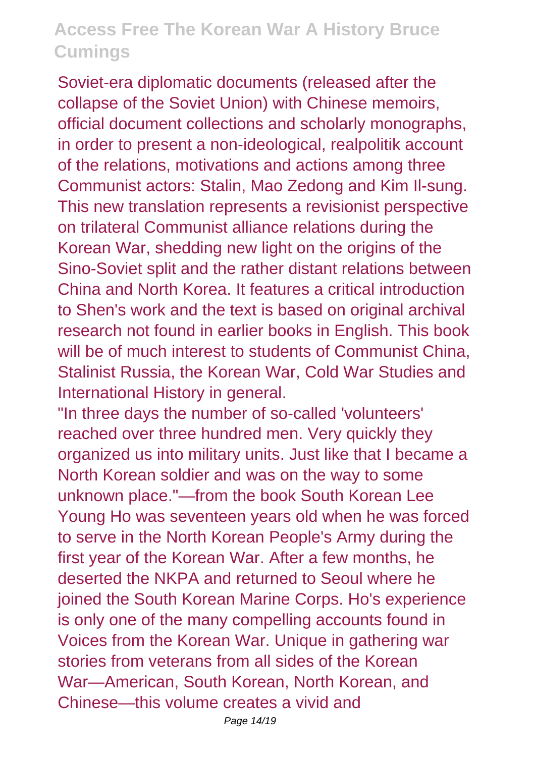Soviet-era diplomatic documents (released after the collapse of the Soviet Union) with Chinese memoirs, official document collections and scholarly monographs, in order to present a non-ideological, realpolitik account of the relations, motivations and actions among three Communist actors: Stalin, Mao Zedong and Kim Il-sung. This new translation represents a revisionist perspective on trilateral Communist alliance relations during the Korean War, shedding new light on the origins of the Sino-Soviet split and the rather distant relations between China and North Korea. It features a critical introduction to Shen's work and the text is based on original archival research not found in earlier books in English. This book will be of much interest to students of Communist China, Stalinist Russia, the Korean War, Cold War Studies and International History in general.

"In three days the number of so-called 'volunteers' reached over three hundred men. Very quickly they organized us into military units. Just like that I became a North Korean soldier and was on the way to some unknown place."—from the book South Korean Lee Young Ho was seventeen years old when he was forced to serve in the North Korean People's Army during the first year of the Korean War. After a few months, he deserted the NKPA and returned to Seoul where he joined the South Korean Marine Corps. Ho's experience is only one of the many compelling accounts found in Voices from the Korean War. Unique in gathering war stories from veterans from all sides of the Korean War—American, South Korean, North Korean, and Chinese—this volume creates a vivid and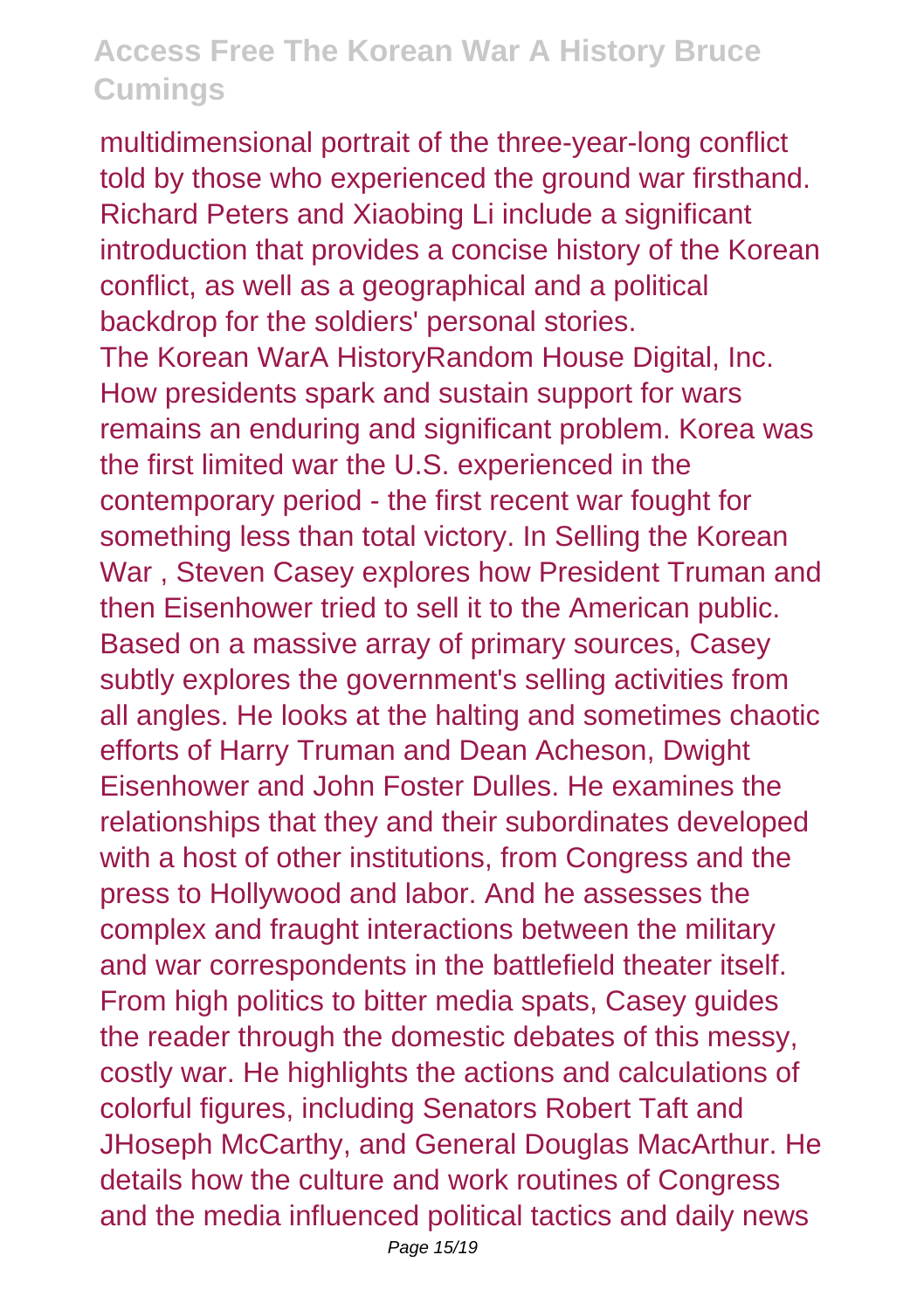multidimensional portrait of the three-year-long conflict told by those who experienced the ground war firsthand. Richard Peters and Xiaobing Li include a significant introduction that provides a concise history of the Korean conflict, as well as a geographical and a political backdrop for the soldiers' personal stories.

The Korean WarA HistoryRandom House Digital, Inc.

How presidents spark and sustain support for wars remains an enduring and significant problem. Korea was the first limited war the U.S. experienced in the contemporary period - the first recent war fought for something less than total victory. In Selling the Korean War , Steven Casey explores how President Truman and then Eisenhower tried to sell it to the American public. Based on a massive array of primary sources, Casey subtly explores the government's selling activities from all angles. He looks at the halting and sometimes chaotic efforts of Harry Truman and Dean Acheson, Dwight Eisenhower and John Foster Dulles. He examines the relationships that they and their subordinates developed with a host of other institutions, from Congress and the press to Hollywood and labor. And he assesses the complex and fraught interactions between the military and war correspondents in the battlefield theater itself. From high politics to bitter media spats, Casey guides the reader through the domestic debates of this messy, costly war. He highlights the actions and calculations of colorful figures, including Senators Robert Taft and JHoseph McCarthy, and General Douglas MacArthur. He details how the culture and work routines of Congress and the media influenced political tactics and daily news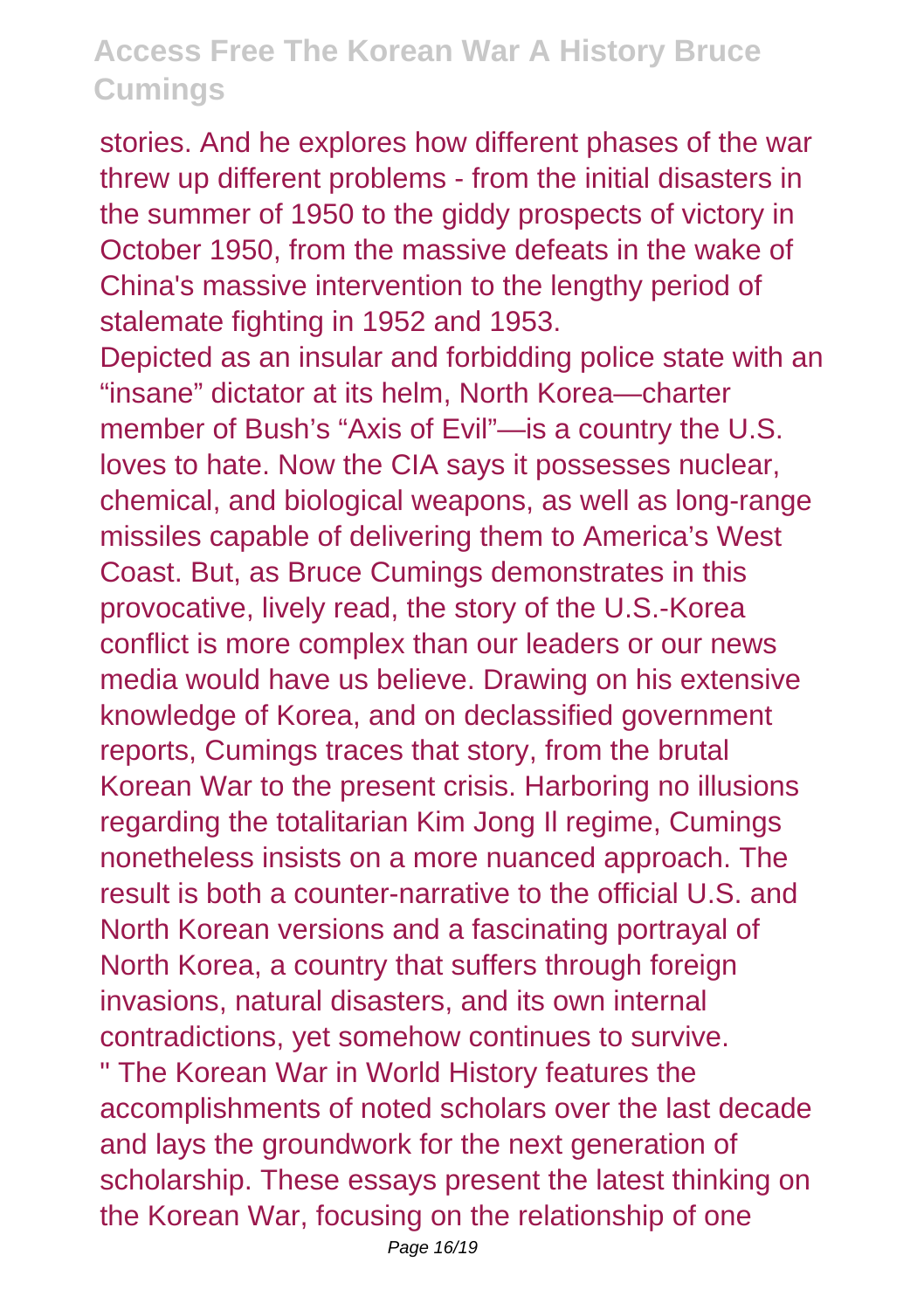stories. And he explores how different phases of the war threw up different problems - from the initial disasters in the summer of 1950 to the giddy prospects of victory in October 1950, from the massive defeats in the wake of China's massive intervention to the lengthy period of stalemate fighting in 1952 and 1953.

Depicted as an insular and forbidding police state with an “insane” dictator at its helm, North Korea—charter member of Bush’s “Axis of Evil”—is a country the U.S. loves to hate. Now the CIA says it possesses nuclear, chemical, and biological weapons, as well as long-range missiles capable of delivering them to America’s West Coast. But, as Bruce Cumings demonstrates in this provocative, lively read, the story of the U.S.-Korea conflict is more complex than our leaders or our news media would have us believe. Drawing on his extensive knowledge of Korea, and on declassified government reports, Cumings traces that story, from the brutal Korean War to the present crisis. Harboring no illusions regarding the totalitarian Kim Jong Il regime, Cumings nonetheless insists on a more nuanced approach. The result is both a counter-narrative to the official U.S. and North Korean versions and a fascinating portrayal of North Korea, a country that suffers through foreign invasions, natural disasters, and its own internal contradictions, yet somehow continues to survive.

" The Korean War in World History features the accomplishments of noted scholars over the last decade and lays the groundwork for the next generation of scholarship. These essays present the latest thinking on the Korean War, focusing on the relationship of one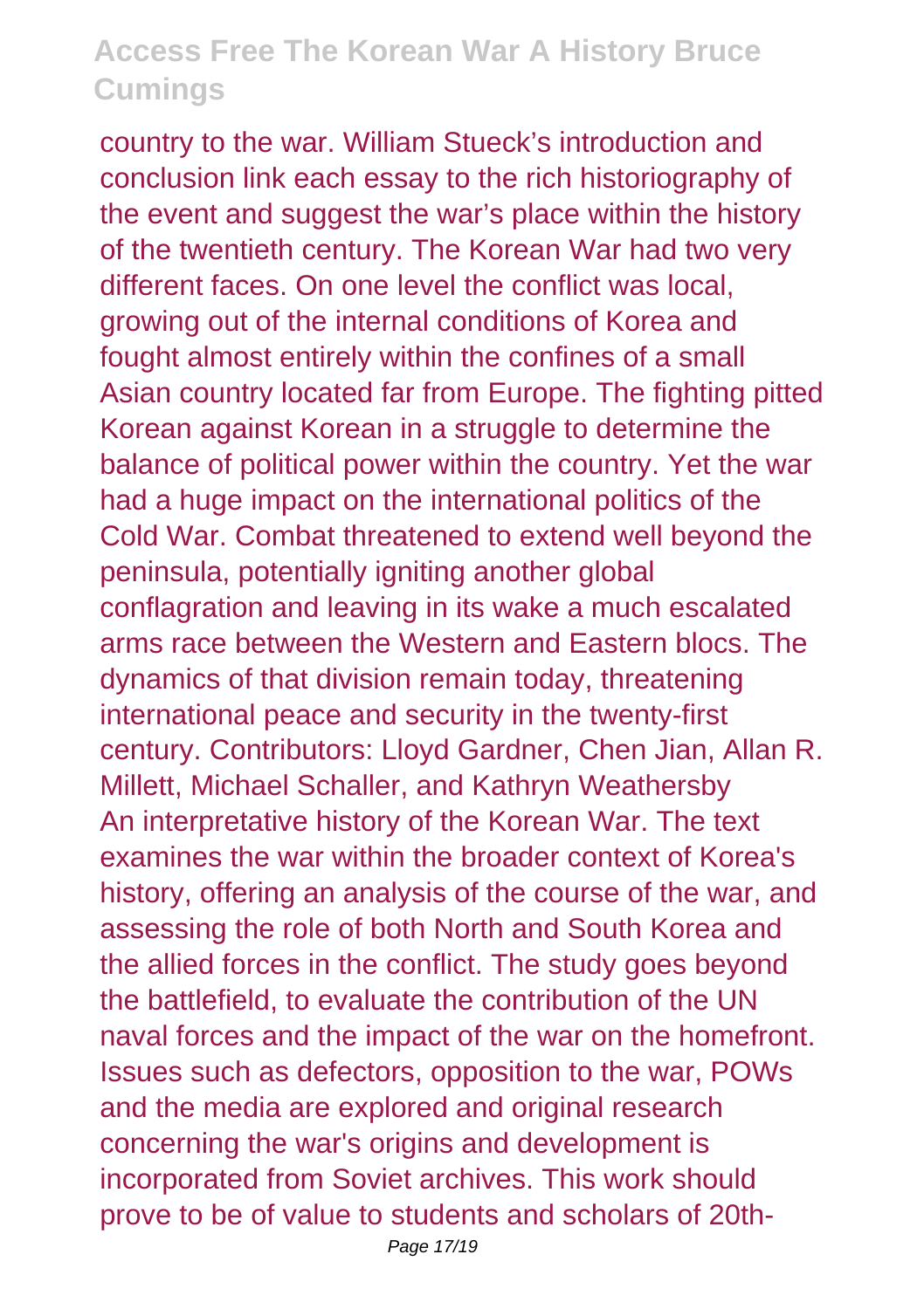country to the war. William Stueck's introduction and conclusion link each essay to the rich historiography of the event and suggest the war's place within the history of the twentieth century. The Korean War had two very different faces. On one level the conflict was local, growing out of the internal conditions of Korea and fought almost entirely within the confines of a small Asian country located far from Europe. The fighting pitted Korean against Korean in a struggle to determine the balance of political power within the country. Yet the war had a huge impact on the international politics of the Cold War. Combat threatened to extend well beyond the peninsula, potentially igniting another global conflagration and leaving in its wake a much escalated arms race between the Western and Eastern blocs. The dynamics of that division remain today, threatening international peace and security in the twenty-first century. Contributors: Lloyd Gardner, Chen Jian, Allan R. Millett, Michael Schaller, and Kathryn Weathersby
An interpretative history of the Korean War. The text examines the war within the broader context of Korea's history, offering an analysis of the course of the war, and assessing the role of both North and South Korea and the allied forces in the conflict. The study goes beyond the battlefield, to evaluate the contribution of the UN naval forces and the impact of the war on the homefront. Issues such as defectors, opposition to the war, POWs and the media are explored and original research concerning the war's origins and development is incorporated from Soviet archives. This work should prove to be of value to students and scholars of 20th-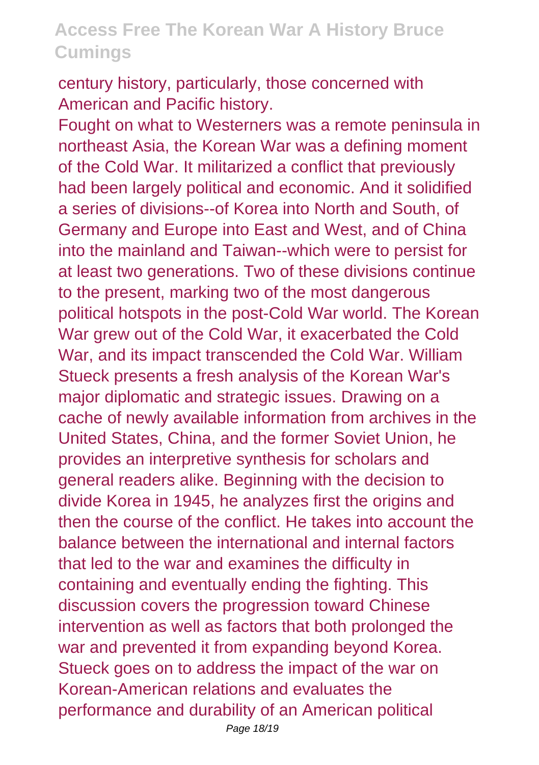century history, particularly, those concerned with American and Pacific history.

Fought on what to Westerners was a remote peninsula in northeast Asia, the Korean War was a defining moment of the Cold War. It militarized a conflict that previously had been largely political and economic. And it solidified a series of divisions--of Korea into North and South, of Germany and Europe into East and West, and of China into the mainland and Taiwan--which were to persist for at least two generations. Two of these divisions continue to the present, marking two of the most dangerous political hotspots in the post-Cold War world. The Korean War grew out of the Cold War, it exacerbated the Cold War, and its impact transcended the Cold War. William Stueck presents a fresh analysis of the Korean War's major diplomatic and strategic issues. Drawing on a cache of newly available information from archives in the United States, China, and the former Soviet Union, he provides an interpretive synthesis for scholars and general readers alike. Beginning with the decision to divide Korea in 1945, he analyzes first the origins and then the course of the conflict. He takes into account the balance between the international and internal factors that led to the war and examines the difficulty in containing and eventually ending the fighting. This discussion covers the progression toward Chinese intervention as well as factors that both prolonged the war and prevented it from expanding beyond Korea. Stueck goes on to address the impact of the war on Korean-American relations and evaluates the performance and durability of an American political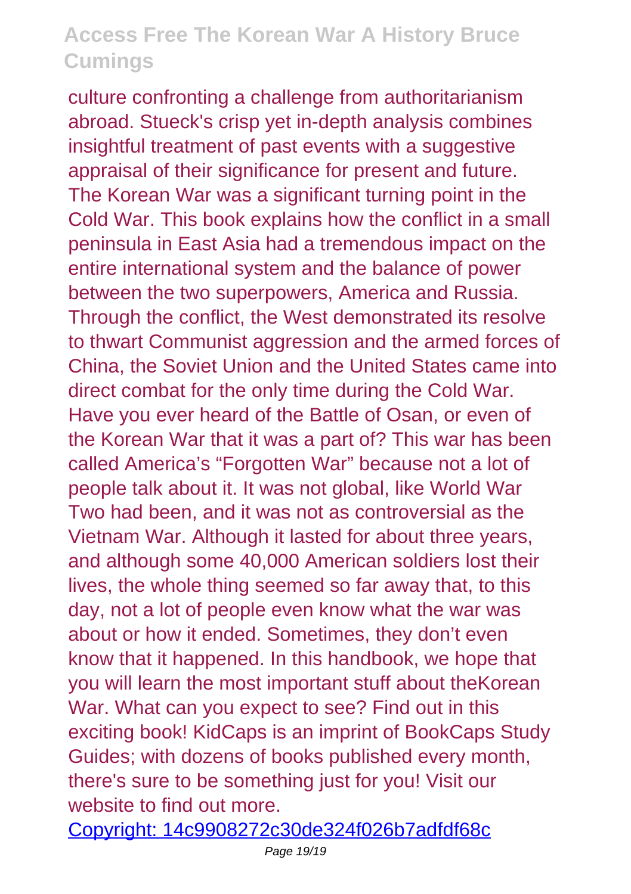culture confronting a challenge from authoritarianism abroad. Stueck's crisp yet in-depth analysis combines insightful treatment of past events with a suggestive appraisal of their significance for present and future. The Korean War was a significant turning point in the Cold War. This book explains how the conflict in a small peninsula in East Asia had a tremendous impact on the entire international system and the balance of power between the two superpowers, America and Russia. Through the conflict, the West demonstrated its resolve to thwart Communist aggression and the armed forces of China, the Soviet Union and the United States came into direct combat for the only time during the Cold War. Have you ever heard of the Battle of Osan, or even of the Korean War that it was a part of? This war has been called America's "Forgotten War" because not a lot of people talk about it. It was not global, like World War Two had been, and it was not as controversial as the Vietnam War. Although it lasted for about three years, and although some 40,000 American soldiers lost their lives, the whole thing seemed so far away that, to this day, not a lot of people even know what the war was about or how it ended. Sometimes, they don't even know that it happened. In this handbook, we hope that you will learn the most important stuff about theKorean War. What can you expect to see? Find out in this exciting book! KidCaps is an imprint of BookCaps Study Guides; with dozens of books published every month, there's sure to be something just for you! Visit our website to find out more.

Copyright: 14c9908272c30de324f026b7adfdf68c